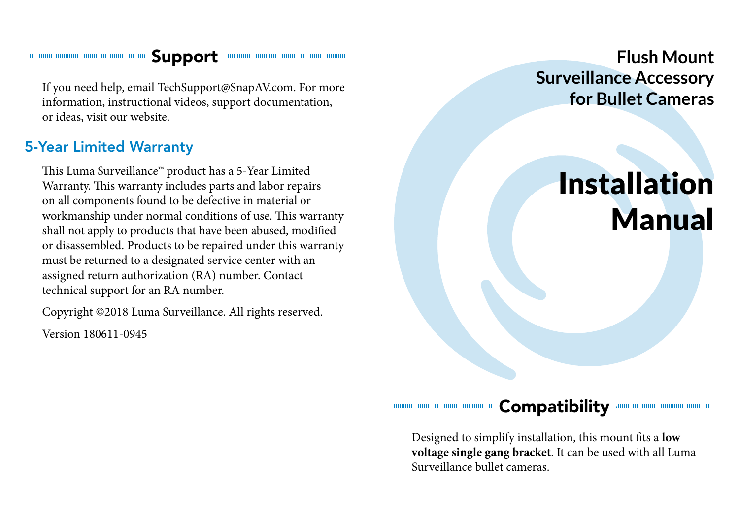## Support

If you need help, email TechSupport@SnapAV.com. For more information, instructional videos, support documentation, or ideas, visit our website.

### 5-Year Limited Warranty

This Luma Surveillance™ product has a 5-Year Limited Warranty. This warranty includes parts and labor repairs on all components found to be defective in material or workmanship under normal conditions of use. This warranty shall not apply to products that have been abused, modified or disassembled. Products to be repaired under this warranty must be returned to a designated service center with an assigned return authorization (RA) number. Contact technical support for an RA number.

Copyright ©2018 Luma Surveillance. All rights reserved.

Version 180611-0945

**Flush Mount Surveillance Accessory for Bullet Cameras**

# Installation Manual

## Compatibility

Designed to simplify installation, this mount fits a **low voltage single gang bracket**. It can be used with all Luma Surveillance bullet cameras.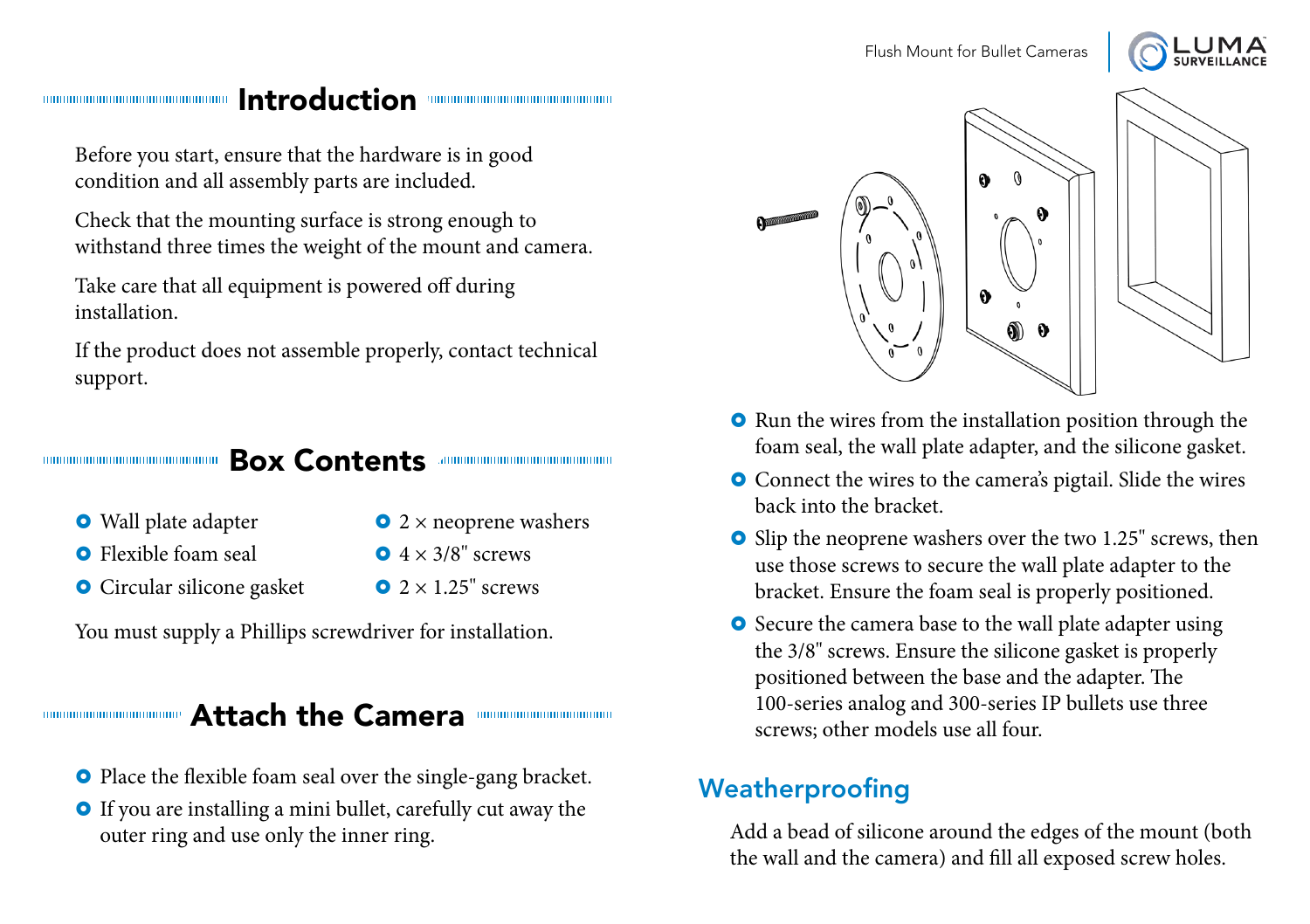## Introduction

Before you start, ensure that the hardware is in good condition and all assembly parts are included.

Check that the mounting surface is strong enough to withstand three times the weight of the mount and camera.

Take care that all equipment is powered off during installation.

If the product does not assemble properly, contact technical support.

## Box Contents

- Wall plate adapter
- Flexible foam seal
- Circular silicone gasket
- 2 × neoprene washers
- 4 × 3/8" screws
- 2 × 1.25" screws

You must supply a Phillips screwdriver for installation.

## Attach the Camera

- Place the flexible foam seal over the single-gang bracket.
- If you are installing a mini bullet, carefully cut away the outer ring and use only the inner ring.
- Run the wires from the installation position through the foam seal, the wall plate adapter, and the silicone gasket.
- Connect the wires to the camera's pigtail. Slide the wires back into the bracket.
- Slip the neoprene washers over the two 1.25" screws, then use those screws to secure the wall plate adapter to the bracket. Ensure the foam seal is properly positioned.
- Secure the camera base to the wall plate adapter using the 3/8" screws. Ensure the silicone gasket is properly positioned between the base and the adapter. The 100-series analog and 300-series IP bullets use three screws; other models use all four.

### Weatherproofing

Add a bead of silicone around the edges of the mount (both the wall and the camera) and fill all exposed screw holes.